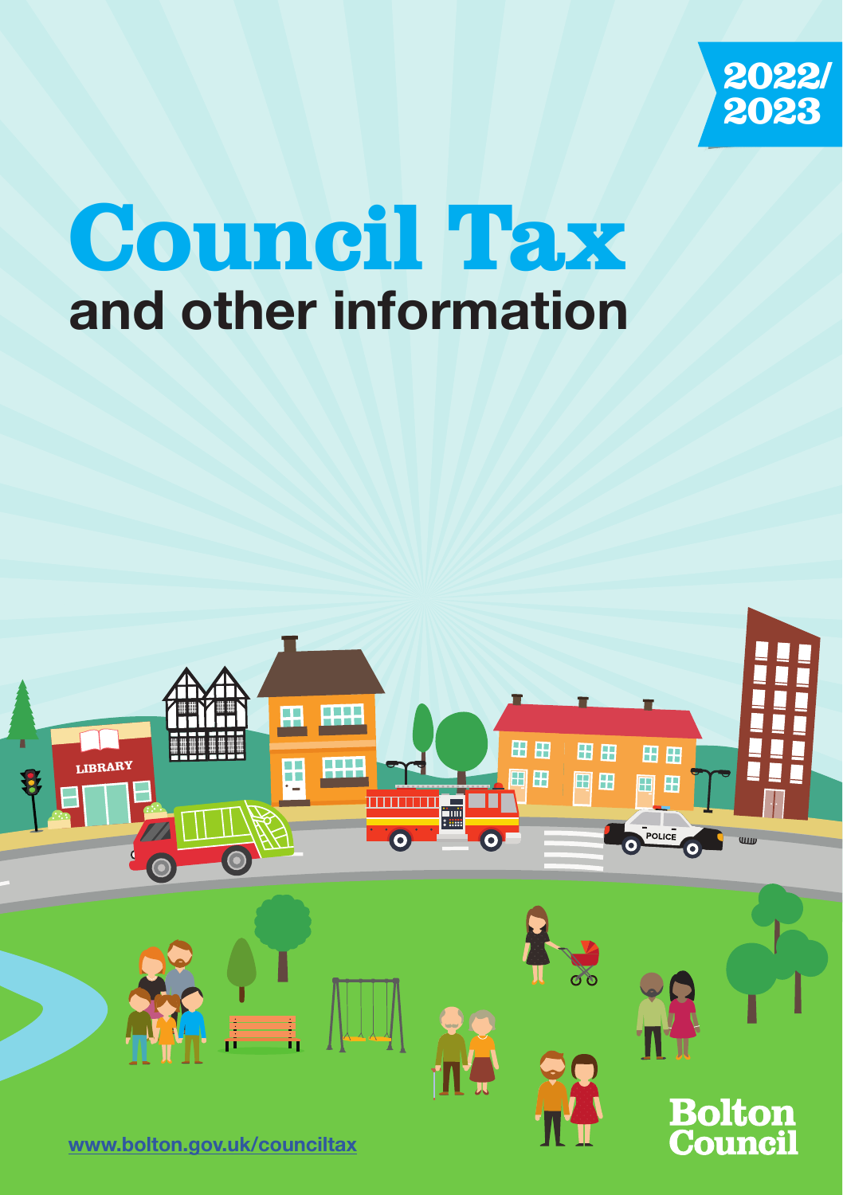2022/
2023

# Council Tax
## and other information

[www.bolton.gov.uk/counciltax](http://www.bolton.gov.uk/counciltax)

Bolton Council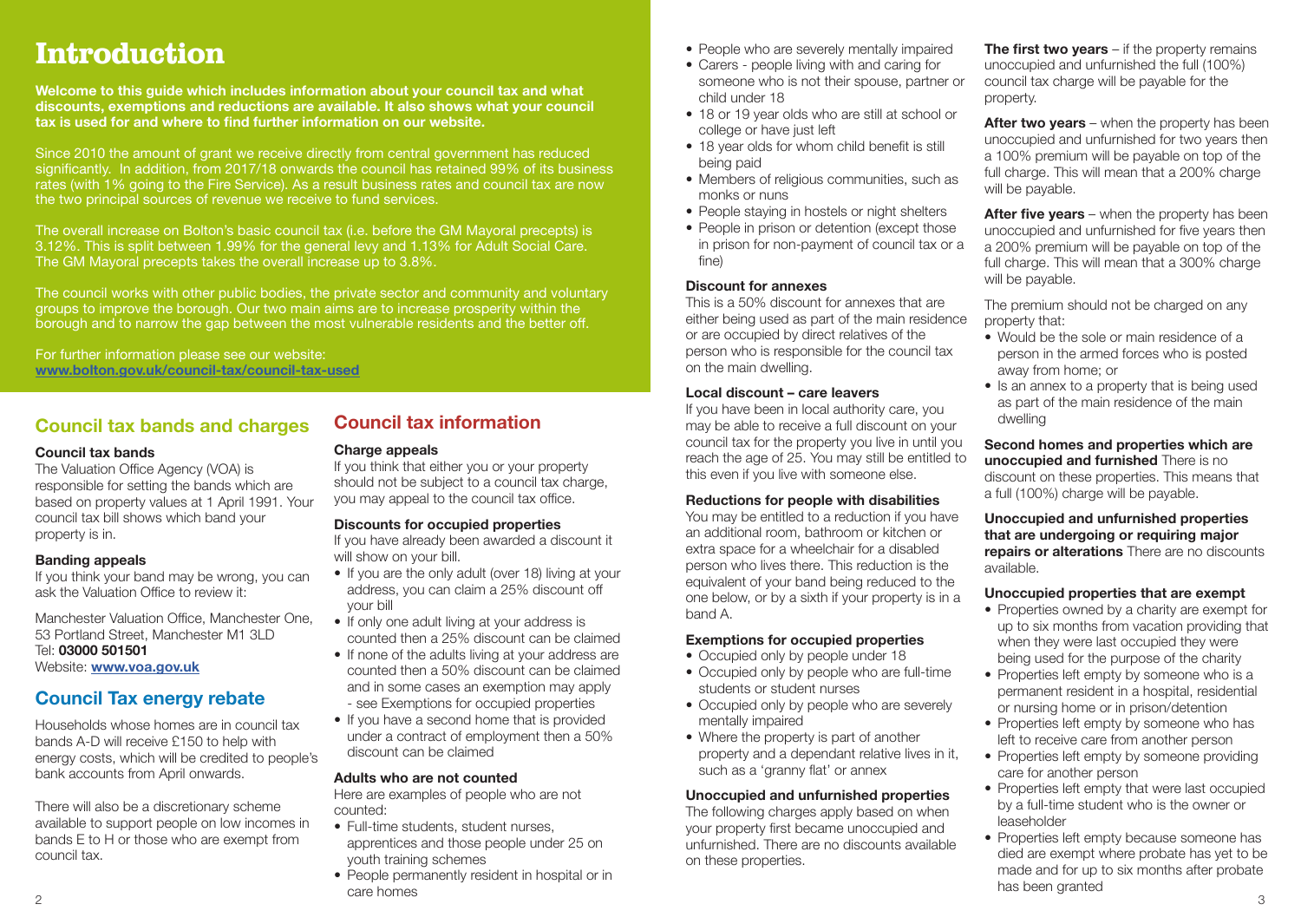# Introduction

**Welcome to this guide which includes information about your council tax and what discounts, exemptions and reductions are available. It also shows what your council tax is used for and where to find further information on our website.**

Since 2010 the amount of grant we receive directly from central government has reduced significantly. In addition, from 2017/18 onwards the council has retained 99% of its business rates (with 1% going to the Fire Service). As a result business rates and council tax are now the two principal sources of revenue we receive to fund services.

The overall increase on Bolton's basic council tax (i.e. before the GM Mayoral precepts) is 3.12%. This is split between 1.99% for the general levy and 1.13% for Adult Social Care. The GM Mayoral precepts takes the overall increase up to 3.8%.

The council works with other public bodies, the private sector and community and voluntary groups to improve the borough. Our two main aims are to increase prosperity within the borough and to narrow the gap between the most vulnerable residents and the better off.

For further information please see our website:
**www.bolton.gov.uk/council-tax/council-tax-used**

## Council tax bands and charges

### Council tax bands

The Valuation Office Agency (VOA) is responsible for setting the bands which are based on property values at 1 April 1991. Your council tax bill shows which band your property is in.

### Banding appeals

If you think your band may be wrong, you can ask the Valuation Office to review it:

Manchester Valuation Office, Manchester One, 53 Portland Street, Manchester M1 3LD
Tel: **03000 501501**
Website: **www.voa.gov.uk**

## Council Tax energy rebate

Households whose homes are in council tax bands A-D will receive £150 to help with energy costs, which will be credited to people's bank accounts from April onwards.

There will also be a discretionary scheme available to support people on low incomes in bands E to H or those who are exempt from council tax.

## Council tax information

### Charge appeals

If you think that either you or your property should not be subject to a council tax charge, you may appeal to the council tax office.

### Discounts for occupied properties

If you have already been awarded a discount it will show on your bill.

- If you are the only adult (over 18) living at your address, you can claim a 25% discount off your bill
- If only one adult living at your address is counted then a 25% discount can be claimed
- If none of the adults living at your address are counted then a 50% discount can be claimed and in some cases an exemption may apply - see Exemptions for occupied properties
- If you have a second home that is provided under a contract of employment then a 50% discount can be claimed

### Adults who are not counted

Here are examples of people who are not counted:

- Full-time students, student nurses, apprentices and those people under 25 on youth training schemes
- People permanently resident in hospital or in care homes
- People who are severely mentally impaired
- Carers - people living with and caring for someone who is not their spouse, partner or child under 18
- 18 or 19 year olds who are still at school or college or have just left
- 18 year olds for whom child benefit is still being paid
- Members of religious communities, such as monks or nuns
- People staying in hostels or night shelters
- People in prison or detention (except those in prison for non-payment of council tax or a fine)

### Discount for annexes

This is a 50% discount for annexes that are either being used as part of the main residence or are occupied by direct relatives of the person who is responsible for the council tax on the main dwelling.

### Local discount – care leavers

If you have been in local authority care, you may be able to receive a full discount on your council tax for the property you live in until you reach the age of 25. You may still be entitled to this even if you live with someone else.

### Reductions for people with disabilities

You may be entitled to a reduction if you have an additional room, bathroom or kitchen or extra space for a wheelchair for a disabled person who lives there. This reduction is the equivalent of your band being reduced to the one below, or by a sixth if your property is in a band A.

### Exemptions for occupied properties

- Occupied only by people under 18
- Occupied only by people who are full-time students or student nurses
- Occupied only by people who are severely mentally impaired
- Where the property is part of another property and a dependant relative lives in it, such as a 'granny flat' or annex

### Unoccupied and unfurnished properties

The following charges apply based on when your property first became unoccupied and unfurnished. There are no discounts available on these properties.

**The first two years** – if the property remains unoccupied and unfurnished the full (100%) council tax charge will be payable for the property.

**After two years** – when the property has been unoccupied and unfurnished for two years then a 100% premium will be payable on top of the full charge. This will mean that a 200% charge will be payable.

**After five years** – when the property has been unoccupied and unfurnished for five years then a 200% premium will be payable on top of the full charge. This will mean that a 300% charge will be payable.

The premium should not be charged on any property that:

- Would be the sole or main residence of a person in the armed forces who is posted away from home; or
- Is an annex to a property that is being used as part of the main residence of the main dwelling

**Second homes and properties which are unoccupied and furnished** There is no discount on these properties. This means that a full (100%) charge will be payable.

**Unoccupied and unfurnished properties that are undergoing or requiring major repairs or alterations** There are no discounts available.

### Unoccupied properties that are exempt

- Properties owned by a charity are exempt for up to six months from vacation providing that when they were last occupied they were being used for the purpose of the charity
- Properties left empty by someone who is a permanent resident in a hospital, residential or nursing home or in prison/detention
- Properties left empty by someone who has left to receive care from another person
- Properties left empty by someone providing care for another person
- Properties left empty that were last occupied by a full-time student who is the owner or leaseholder
- Properties left empty because someone has died are exempt where probate has yet to be made and for up to six months after probate has been granted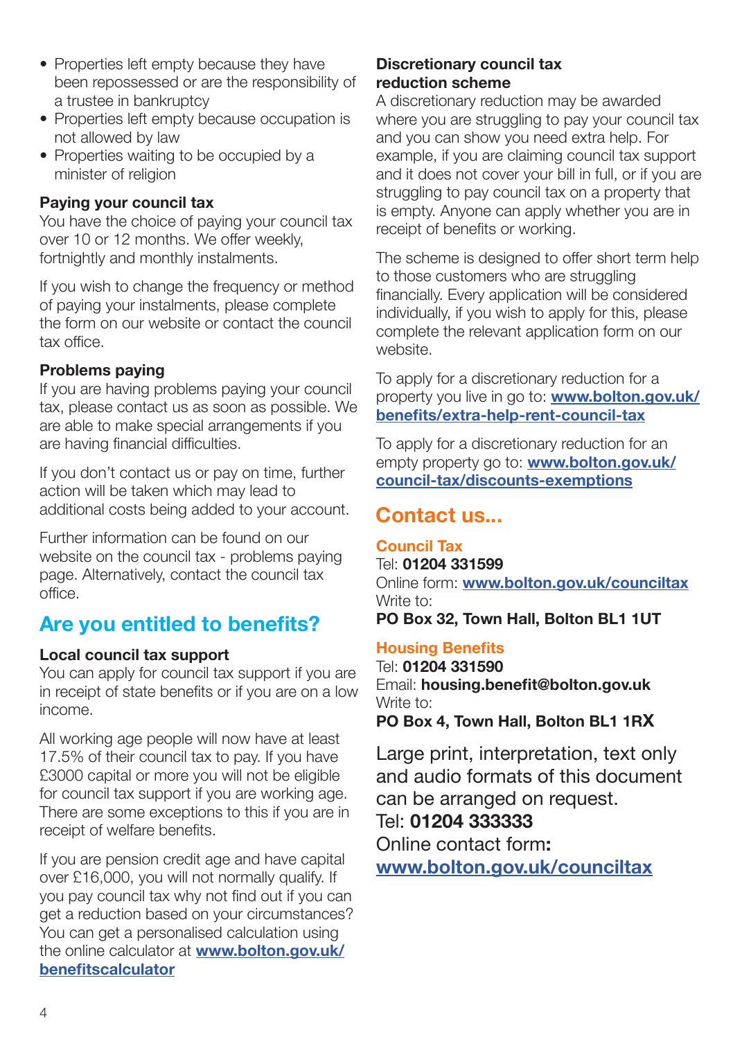- Properties left empty because they have been repossessed or are the responsibility of a trustee in bankruptcy
- Properties left empty because occupation is not allowed by law
- Properties waiting to be occupied by a minister of religion

### Paying your council tax

You have the choice of paying your council tax over 10 or 12 months. We offer weekly, fortnightly and monthly instalments.

If you wish to change the frequency or method of paying your instalments, please complete the form on our website or contact the council tax office.

### Problems paying

If you are having problems paying your council tax, please contact us as soon as possible. We are able to make special arrangements if you are having financial difficulties.

If you don't contact us or pay on time, further action will be taken which may lead to additional costs being added to your account.

Further information can be found on our website on the council tax - problems paying page. Alternatively, contact the council tax office.

## Are you entitled to benefits?

### Local council tax support

You can apply for council tax support if you are in receipt of state benefits or if you are on a low income.

All working age people will now have at least 17.5% of their council tax to pay. If you have £3000 capital or more you will not be eligible for council tax support if you are working age. There are some exceptions to this if you are in receipt of welfare benefits.

If you are pension credit age and have capital over £16,000, you will not normally qualify. If you pay council tax why not find out if you can get a reduction based on your circumstances? You can get a personalised calculation using the online calculator at **www.bolton.gov.uk/benefitscalculator**

### Discretionary council tax reduction scheme

A discretionary reduction may be awarded where you are struggling to pay your council tax and you can show you need extra help. For example, if you are claiming council tax support and it does not cover your bill in full, or if you are struggling to pay council tax on a property that is empty. Anyone can apply whether you are in receipt of benefits or working.

The scheme is designed to offer short term help to those customers who are struggling financially. Every application will be considered individually, if you wish to apply for this, please complete the relevant application form on our website.

To apply for a discretionary reduction for a property you live in go to: **www.bolton.gov.uk/benefits/extra-help-rent-council-tax**

To apply for a discretionary reduction for an empty property go to: **www.bolton.gov.uk/council-tax/discounts-exemptions**

## Contact us...

### Council Tax

Tel: **01204 331599**
Online form: **www.bolton.gov.uk/counciltax**
Write to:
**PO Box 32, Town Hall, Bolton BL1 1UT**

### Housing Benefits

Tel: **01204 331590**
Email: **housing.benefit@bolton.gov.uk**
Write to:
**PO Box 4, Town Hall, Bolton BL1 1RX**

Large print, interpretation, text only and audio formats of this document can be arranged on request.
Tel: **01204 333333**
Online contact form**:**
**www.bolton.gov.uk/counciltax**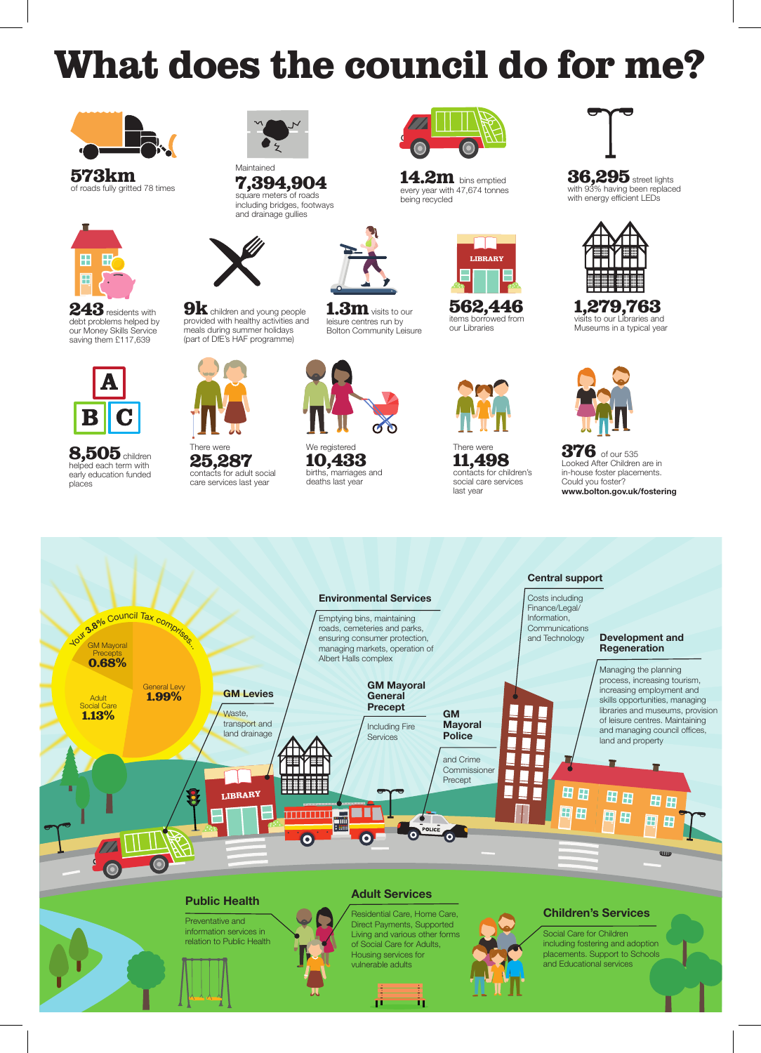# What does the council do for me?

**573km** of roads fully gritted 78 times

Maintained **7,394,904** square meters of roads including bridges, footways and drainage gullies

**14.2m** bins emptied every year with 47,674 tonnes being recycled

**36,295** street lights with 93% having been replaced with energy efficient LEDs

**243** residents with debt problems helped by our Money Skills Service saving them £117,639

**9k** children and young people provided with healthy activities and meals during summer holidays (part of DfE's HAF programme)

**1.3m** visits to our leisure centres run by Bolton Community Leisure

**562,446** items borrowed from our Libraries

**1,279,763** visits to our Libraries and Museums in a typical year

**8,505** children helped each term with early education funded places

There were **25,287** contacts for adult social care services last year

We registered **10,433** births, marriages and deaths last year

There were **11,498** contacts for children's social care services last year

**376** of our 535 Looked After Children are in in-house foster placements. Could you foster? **www.bolton.gov.uk/fostering**

Your 3.8% Council Tax comprises...

GM Mayoral Precepts **0.68%**

Adult Social Care **1.13%**

General Levy **1.99%**

### GM Levies

Waste, transport and land drainage

### Environmental Services

Emptying bins, maintaining roads, cemeteries and parks, ensuring consumer protection, managing markets, operation of Albert Halls complex

### GM Mayoral General Precept

Including Fire Services

### GM Mayoral Police

and Crime Commissioner Precept

### Central support

Costs including Finance/Legal/ Information, Communications and Technology

### Development and Regeneration

Managing the planning process, increasing tourism, increasing employment and skills opportunities, managing libraries and museums, provision of leisure centres. Maintaining and managing council offices, land and property

### Public Health

Preventative and information services in relation to Public Health

### Adult Services

Residential Care, Home Care, Direct Payments, Supported Living and various other forms of Social Care for Adults, Housing services for vulnerable adults

### Children's Services

Social Care for Children including fostering and adoption placements. Support to Schools and Educational services